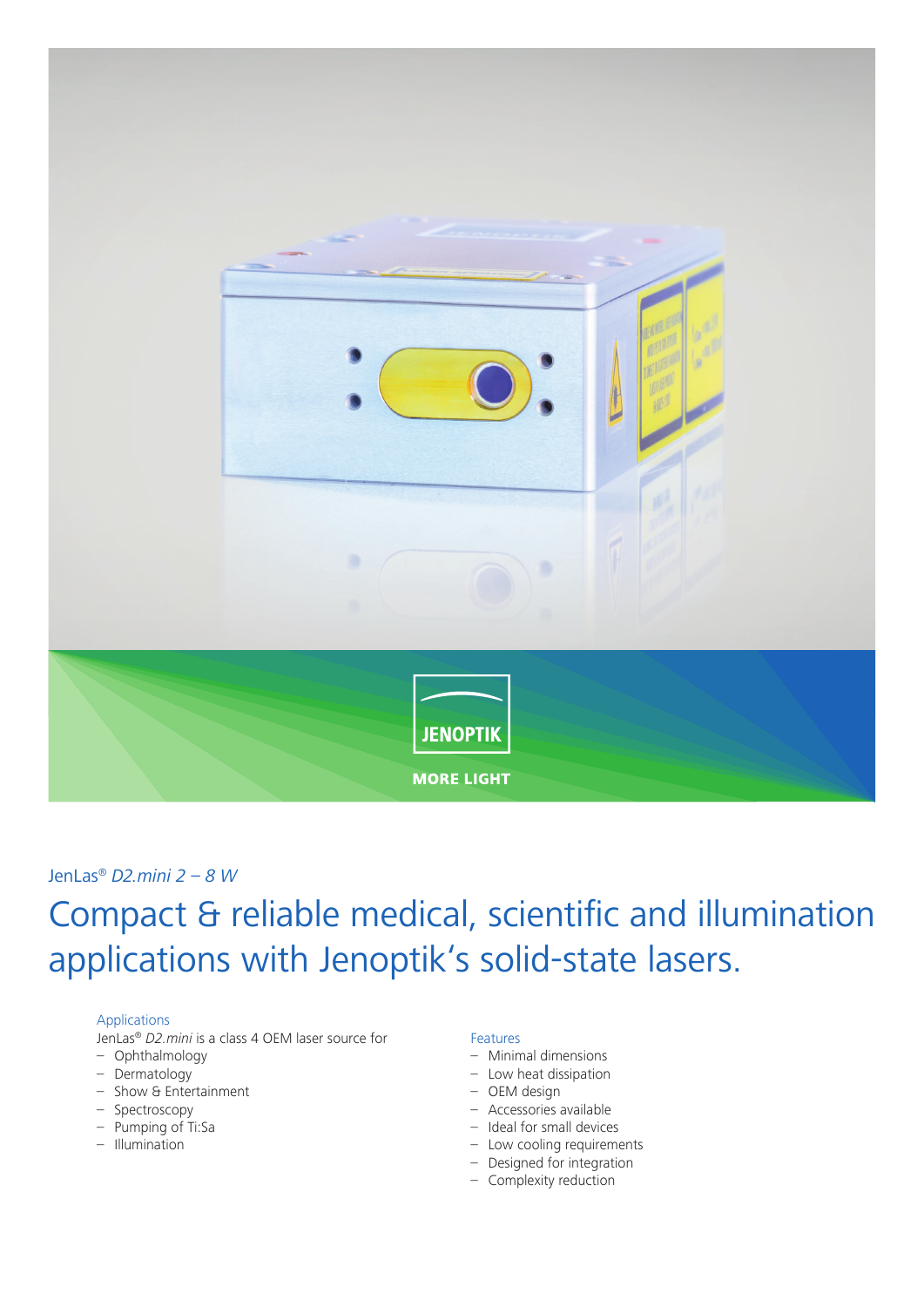JenLas® *D2.mini 2 – 8 W*

# Compact & reliable medical, scientific and illumination applications with Jenoptik's solid-state lasers.

### Applications

JenLas® *D2.mini* is a class 4 OEM laser source for

- Ophthalmology
- Dermatology
- Show & Entertainment
- Spectroscopy
- Pumping of Ti:Sa
- Illumination

### Features

- Minimal dimensions
- Low heat dissipation
- OEM design
- Accessories available
- Ideal for small devices
- Low cooling requirements
- Designed for integration
- Complexity reduction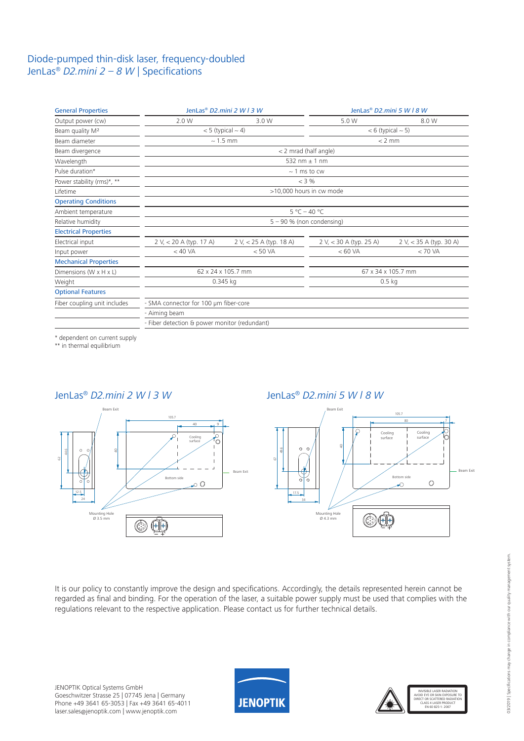# Diode-pumped thin-disk laser, frequency-doubled JenLas® *D2.mini 2 – 8 W* | Specifications

| General Properties | JenLas® *D2.mini 2 W I 3 W* | | JenLas® *D2.mini 5 W I 8 W* | |
|---|---|---|---|---|
| Output power (cw) | 2.0 W | 3.0 W | 5.0 W | 8.0 W |
| Beam quality M² | < 5 (typical ~ 4) | | < 6 (typical ~ 5) | |
| Beam diameter | ~ 1.5 mm | | < 2 mm | |
| Beam divergence | < 2 mrad (half angle) | | | |
| Wavelength | 532 nm ± 1 nm | | | |
| Pulse duration* | ~ 1 ms to cw | | | |
| Power stability (rms)*, ** | < 3 % | | | |
| Lifetime | >10,000 hours in cw mode | | | |
| **Operating Conditions** | | | | |
| Ambient temperature | 5 °C – 40 °C | | | |
| Relative humidity | 5 – 90 % (non condensing) | | | |
| **Electrical Properties** | | | | |
| Electrical input | 2 V, < 20 A (typ. 17 A) | 2 V, < 25 A (typ. 18 A) | 2 V, < 30 A (typ. 25 A) | 2 V, < 35 A (typ. 30 A) |
| Input power | < 40 VA | < 50 VA | < 60 VA | < 70 VA |
| **Mechanical Properties** | | | | |
| Dimensions (W x H x L) | 62 x 24 x 105.7 mm | | 67 x 34 x 105.7 mm | |
| Weight | 0.345 kg | | 0.5 kg | |
| **Optional Features** | | | | |
| Fiber coupling unit includes | - SMA connector for 100 µm fiber-core | | | |
| | - Aiming beam | | | |
| | - Fiber detection & power monitor (redundant) | | | |

\* dependent on current supply
\** in thermal equilibrium

## JenLas® *D2.mini 2 W I 3 W*

Beam Exit
105.7
40
9
Cooling surface
62
44.6
40
Bottom side
Beam Exit
12.5
24
Mounting Hole
Ø 3.5 mm

## JenLas® *D2.mini 5 W I 8 W*

Beam Exit
105.7
80
7
Cooling surface
Cooling surface
67
49.6
40
Bottom side
Beam Exit
17.5
34
Mounting Hole
Ø 4.3 mm

It is our policy to constantly improve the design and specifications. Accordingly, the details represented herein cannot be regarded as final and binding. For the operation of the laser, a suitable power supply must be used that complies with the regulations relevant to the respective application. Please contact us for further technical details.

JENOPTIK Optical Systems GmbH
Goeschwitzer Strasse 25 | 07745 Jena | Germany
Phone +49 3641 65-3053 | Fax +49 3641 65-4011
laser.sales@jenoptik.com | www.jenoptik.com

JENOPTIK

INVISIBLE LASER RADIATION
AVOID EYE OR SKIN EXPOSURE TO
DIRECT OR SCATTERED RADIATION
CLASS 4 LASER PRODUCT
EN 60 825-1: 2007

03/2019 | Specifications may change in compliance with our quality management system.